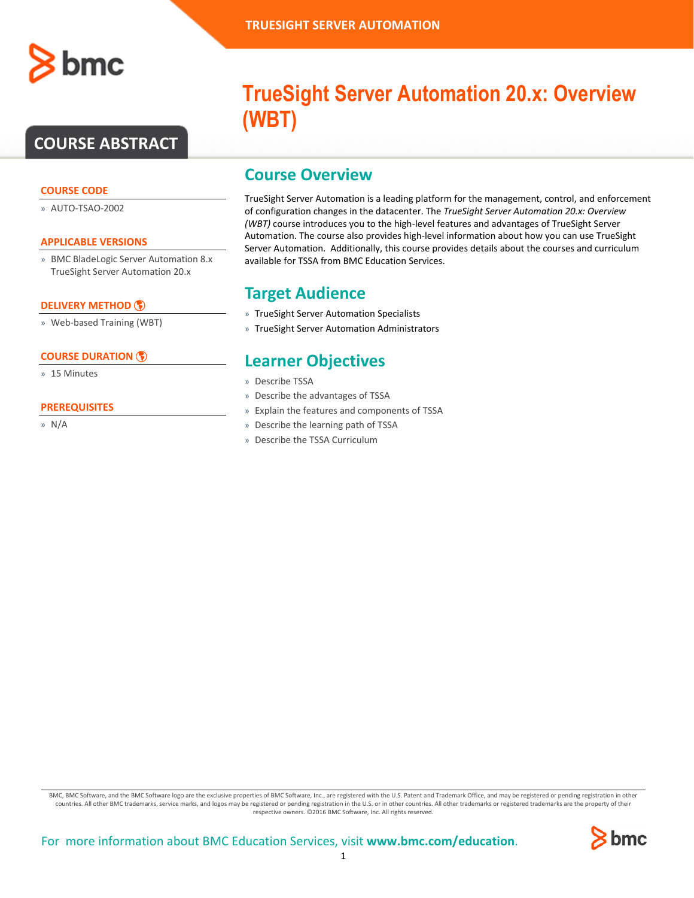TRUESIGHT SERVER AUTOMATION

# TrueSight Server Automation 20.x: Overview (WBT)

## COURSE ABSTRACT

### COURSE CODE

- AUTO-TSAO-2002

### APPLICABLE VERSIONS

- BMC BladeLogic Server Automation 8.x
  TrueSight Server Automation 20.x

### DELIVERY METHOD

- Web-based Training (WBT)

### COURSE DURATION

- 15 Minutes

### PREREQUISITES

- N/A

## Course Overview

TrueSight Server Automation is a leading platform for the management, control, and enforcement of configuration changes in the datacenter. The *TrueSight Server Automation 20.x: Overview (WBT)* course introduces you to the high-level features and advantages of TrueSight Server Automation. The course also provides high-level information about how you can use TrueSight Server Automation. Additionally, this course provides details about the courses and curriculum available for TSSA from BMC Education Services.

## Target Audience

- TrueSight Server Automation Specialists
- TrueSight Server Automation Administrators

## Learner Objectives

- Describe TSSA
- Describe the advantages of TSSA
- Explain the features and components of TSSA
- Describe the learning path of TSSA
- Describe the TSSA Curriculum

BMC, BMC Software, and the BMC Software logo are the exclusive properties of BMC Software, Inc., are registered with the U.S. Patent and Trademark Office, and may be registered or pending registration in other countries. All other BMC trademarks, service marks, and logos may be registered or pending registration in the U.S. or in other countries. All other trademarks or registered trademarks are the property of their respective owners. ©2016 BMC Software, Inc. All rights reserved.

For more information about BMC Education Services, visit **www.bmc.com/education**.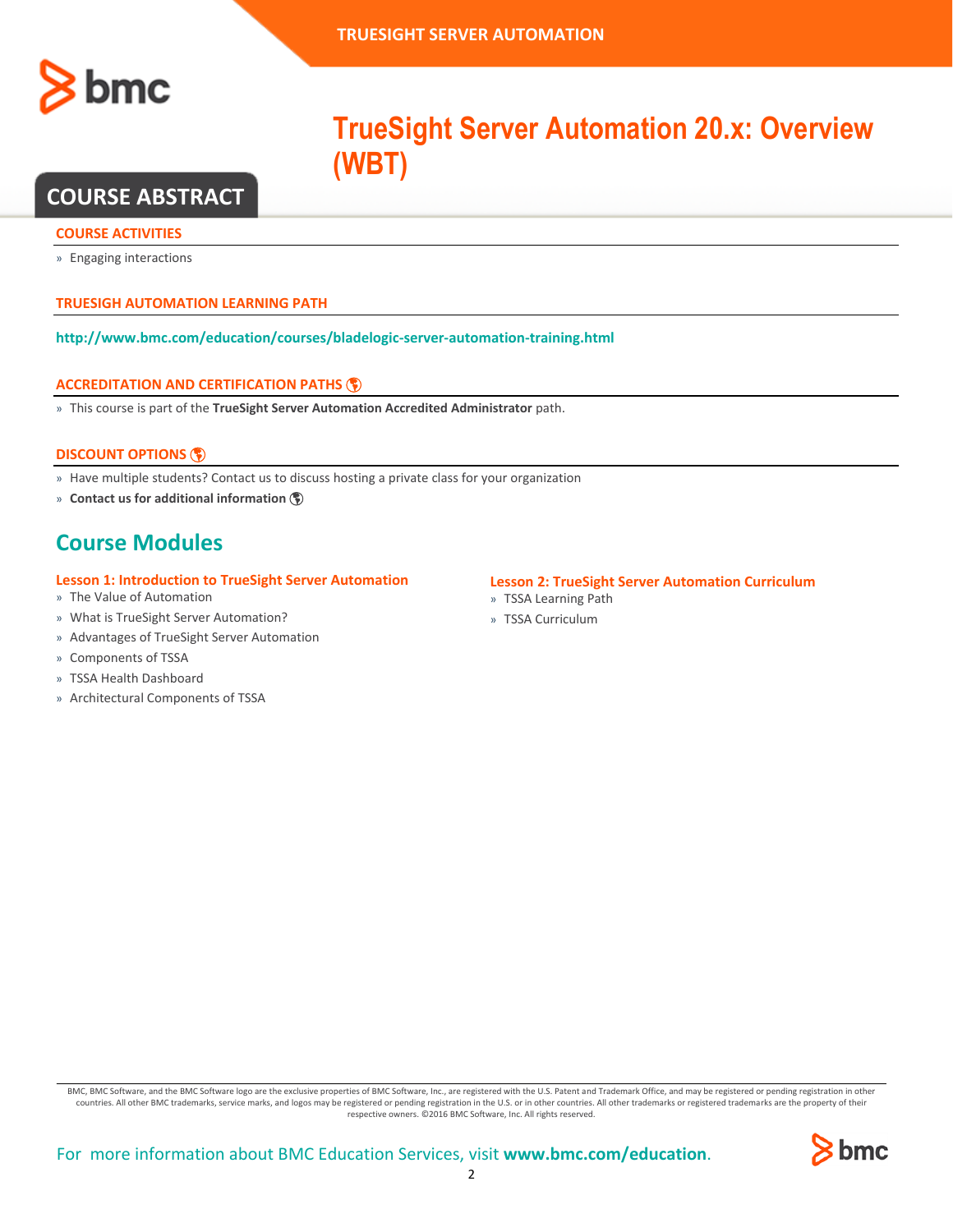# TrueSight Server Automation 20.x: Overview (WBT)

## COURSE ABSTRACT

### COURSE ACTIVITIES

- Engaging interactions

### TRUESIGH AUTOMATION LEARNING PATH

**http://www.bmc.com/education/courses/bladelogic-server-automation-training.html**

### ACCREDITATION AND CERTIFICATION PATHS

- This course is part of the **TrueSight Server Automation Accredited Administrator** path.

### DISCOUNT OPTIONS

- Have multiple students? Contact us to discuss hosting a private class for your organization
- **Contact us for additional information**

## Course Modules

### Lesson 1: Introduction to TrueSight Server Automation

- The Value of Automation
- What is TrueSight Server Automation?
- Advantages of TrueSight Server Automation
- Components of TSSA
- TSSA Health Dashboard
- Architectural Components of TSSA

### Lesson 2: TrueSight Server Automation Curriculum

- TSSA Learning Path
- TSSA Curriculum

BMC, BMC Software, and the BMC Software logo are the exclusive properties of BMC Software, Inc., are registered with the U.S. Patent and Trademark Office, and may be registered or pending registration in other countries. All other BMC trademarks, service marks, and logos may be registered or pending registration in the U.S. or in other countries. All other trademarks or registered trademarks are the property of their respective owners. ©2016 BMC Software, Inc. All rights reserved.

For more information about BMC Education Services, visit **www.bmc.com/education**.